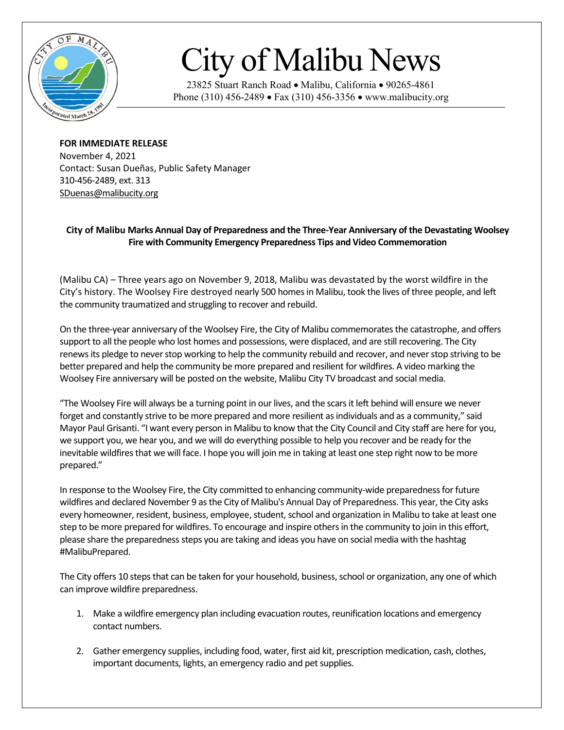# City of Malibu News

23825 Stuart Ranch Road • Malibu, California • 90265-4861
Phone (310) 456-2489 • Fax (310) 456-3356 • www.malibucity.org

**FOR IMMEDIATE RELEASE**
November 4, 2021
Contact: Susan Dueñas, Public Safety Manager
310-456-2489, ext. 313
SDuenas@malibucity.org

**City of Malibu Marks Annual Day of Preparedness and the Three-Year Anniversary of the Devastating Woolsey Fire with Community Emergency Preparedness Tips and Video Commemoration**

(Malibu CA) – Three years ago on November 9, 2018, Malibu was devastated by the worst wildfire in the City's history. The Woolsey Fire destroyed nearly 500 homes in Malibu, took the lives of three people, and left the community traumatized and struggling to recover and rebuild.

On the three-year anniversary of the Woolsey Fire, the City of Malibu commemorates the catastrophe, and offers support to all the people who lost homes and possessions, were displaced, and are still recovering. The City renews its pledge to never stop working to help the community rebuild and recover, and never stop striving to be better prepared and help the community be more prepared and resilient for wildfires. A video marking the Woolsey Fire anniversary will be posted on the website, Malibu City TV broadcast and social media.

"The Woolsey Fire will always be a turning point in our lives, and the scars it left behind will ensure we never forget and constantly strive to be more prepared and more resilient as individuals and as a community," said Mayor Paul Grisanti. "I want every person in Malibu to know that the City Council and City staff are here for you, we support you, we hear you, and we will do everything possible to help you recover and be ready for the inevitable wildfires that we will face. I hope you will join me in taking at least one step right now to be more prepared."

In response to the Woolsey Fire, the City committed to enhancing community-wide preparedness for future wildfires and declared November 9 as the City of Malibu's Annual Day of Preparedness. This year, the City asks every homeowner, resident, business, employee, student, school and organization in Malibu to take at least one step to be more prepared for wildfires. To encourage and inspire others in the community to join in this effort, please share the preparedness steps you are taking and ideas you have on social media with the hashtag #MalibuPrepared.

The City offers 10 steps that can be taken for your household, business, school or organization, any one of which can improve wildfire preparedness.

1. Make a wildfire emergency plan including evacuation routes, reunification locations and emergency contact numbers.
2. Gather emergency supplies, including food, water, first aid kit, prescription medication, cash, clothes, important documents, lights, an emergency radio and pet supplies.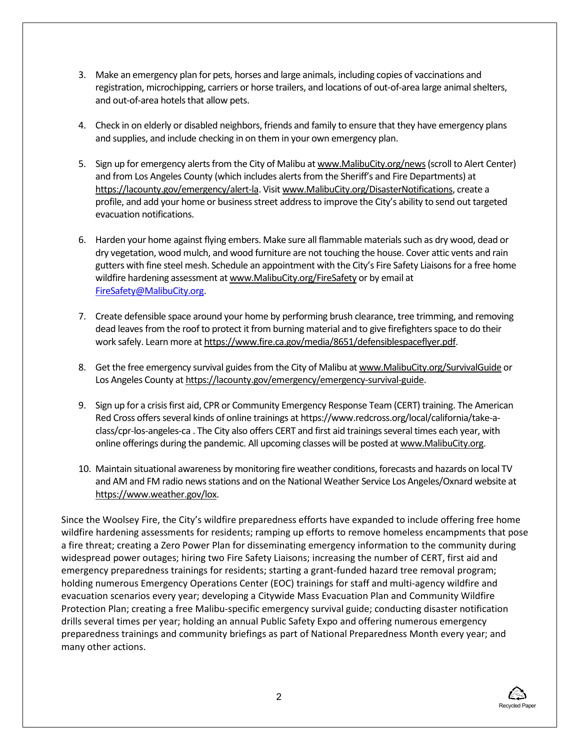3. Make an emergency plan for pets, horses and large animals, including copies of vaccinations and registration, microchipping, carriers or horse trailers, and locations of out-of-area large animal shelters, and out-of-area hotels that allow pets.

4. Check in on elderly or disabled neighbors, friends and family to ensure that they have emergency plans and supplies, and include checking in on them in your own emergency plan.

5. Sign up for emergency alerts from the City of Malibu at www.MalibuCity.org/news (scroll to Alert Center) and from Los Angeles County (which includes alerts from the Sheriff's and Fire Departments) at https://lacounty.gov/emergency/alert-la. Visit www.MalibuCity.org/DisasterNotifications, create a profile, and add your home or business street address to improve the City's ability to send out targeted evacuation notifications.

6. Harden your home against flying embers. Make sure all flammable materials such as dry wood, dead or dry vegetation, wood mulch, and wood furniture are not touching the house. Cover attic vents and rain gutters with fine steel mesh. Schedule an appointment with the City's Fire Safety Liaisons for a free home wildfire hardening assessment at www.MalibuCity.org/FireSafety or by email at FireSafety@MalibuCity.org.

7. Create defensible space around your home by performing brush clearance, tree trimming, and removing dead leaves from the roof to protect it from burning material and to give firefighters space to do their work safely. Learn more at https://www.fire.ca.gov/media/8651/defensiblespaceflyer.pdf.

8. Get the free emergency survival guides from the City of Malibu at www.MalibuCity.org/SurvivalGuide or Los Angeles County at https://lacounty.gov/emergency/emergency-survival-guide.

9. Sign up for a crisis first aid, CPR or Community Emergency Response Team (CERT) training. The American Red Cross offers several kinds of online trainings at https://www.redcross.org/local/california/take-a-class/cpr-los-angeles-ca . The City also offers CERT and first aid trainings several times each year, with online offerings during the pandemic. All upcoming classes will be posted at www.MalibuCity.org.

10. Maintain situational awareness by monitoring fire weather conditions, forecasts and hazards on local TV and AM and FM radio news stations and on the National Weather Service Los Angeles/Oxnard website at https://www.weather.gov/lox.

Since the Woolsey Fire, the City's wildfire preparedness efforts have expanded to include offering free home wildfire hardening assessments for residents; ramping up efforts to remove homeless encampments that pose a fire threat; creating a Zero Power Plan for disseminating emergency information to the community during widespread power outages; hiring two Fire Safety Liaisons; increasing the number of CERT, first aid and emergency preparedness trainings for residents; starting a grant-funded hazard tree removal program; holding numerous Emergency Operations Center (EOC) trainings for staff and multi-agency wildfire and evacuation scenarios every year; developing a Citywide Mass Evacuation Plan and Community Wildfire Protection Plan; creating a free Malibu-specific emergency survival guide; conducting disaster notification drills several times per year; holding an annual Public Safety Expo and offering numerous emergency preparedness trainings and community briefings as part of National Preparedness Month every year; and many other actions.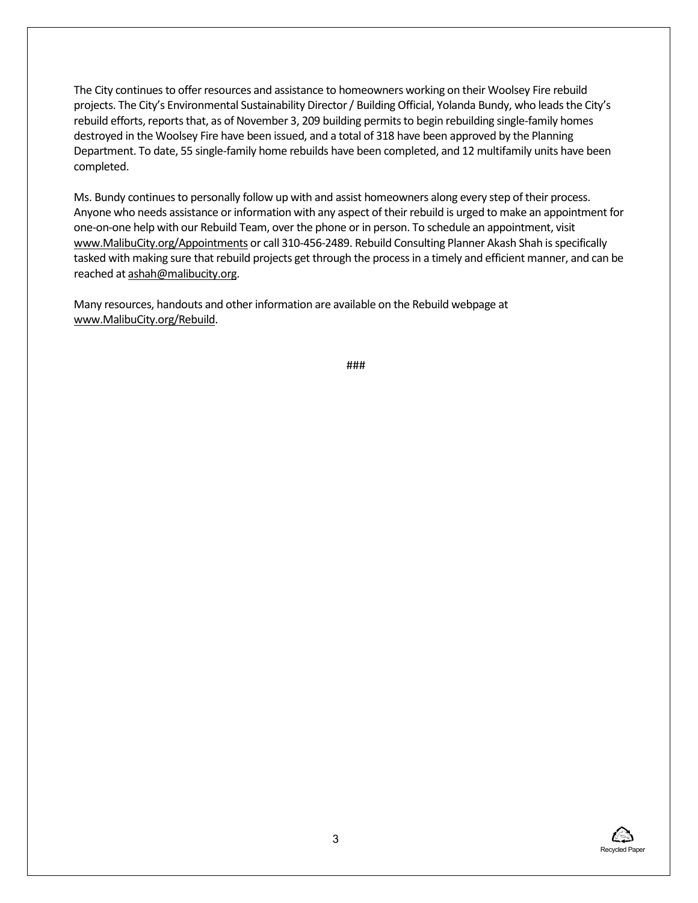The City continues to offer resources and assistance to homeowners working on their Woolsey Fire rebuild projects. The City's Environmental Sustainability Director / Building Official, Yolanda Bundy, who leads the City's rebuild efforts, reports that, as of November 3, 209 building permits to begin rebuilding single-family homes destroyed in the Woolsey Fire have been issued, and a total of 318 have been approved by the Planning Department. To date, 55 single-family home rebuilds have been completed, and 12 multifamily units have been completed.

Ms. Bundy continues to personally follow up with and assist homeowners along every step of their process. Anyone who needs assistance or information with any aspect of their rebuild is urged to make an appointment for one-on-one help with our Rebuild Team, over the phone or in person. To schedule an appointment, visit www.MalibuCity.org/Appointments or call 310-456-2489. Rebuild Consulting Planner Akash Shah is specifically tasked with making sure that rebuild projects get through the process in a timely and efficient manner, and can be reached at ashah@malibucity.org.

Many resources, handouts and other information are available on the Rebuild webpage at www.MalibuCity.org/Rebuild.

###

Recycled Paper